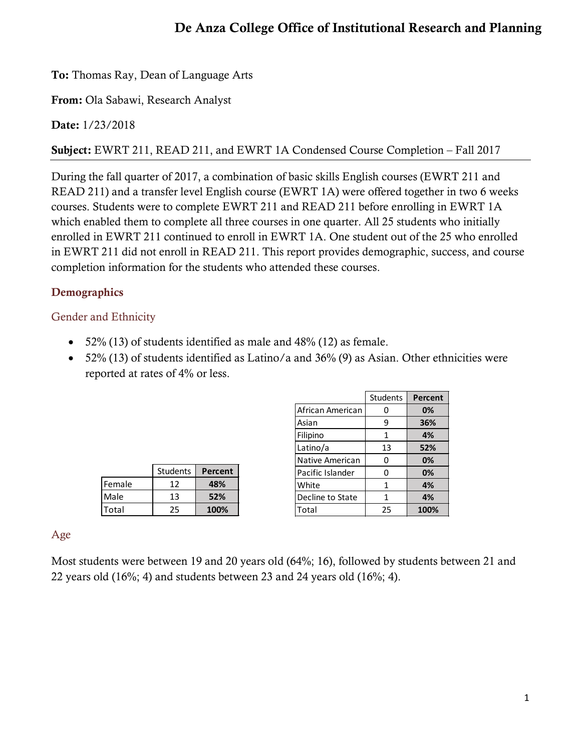# De Anza College Office of Institutional Research and Planning

**To:** Thomas Ray, Dean of Language Arts

**From:** Ola Sabawi, Research Analyst

**Date:** 1/23/2018

**Subject:** EWRT 211, READ 211, and EWRT 1A Condensed Course Completion – Fall 2017

During the fall quarter of 2017, a combination of basic skills English courses (EWRT 211 and READ 211) and a transfer level English course (EWRT 1A) were offered together in two 6 weeks courses. Students were to complete EWRT 211 and READ 211 before enrolling in EWRT 1A which enabled them to complete all three courses in one quarter. All 25 students who initially enrolled in EWRT 211 continued to enroll in EWRT 1A. One student out of the 25 who enrolled in EWRT 211 did not enroll in READ 211. This report provides demographic, success, and course completion information for the students who attended these courses.

## Demographics

### Gender and Ethnicity

- 52% (13) of students identified as male and 48% (12) as female.
- 52% (13) of students identified as Latino/a and 36% (9) as Asian. Other ethnicities were reported at rates of 4% or less.

| | Students | Percent |
|---|---|---|
| Female | 12 | **48%** |
| Male | 13 | **52%** |
| Total | 25 | **100%** |

| | Students | Percent |
|---|---|---|
| African American | 0 | **0%** |
| Asian | 9 | **36%** |
| Filipino | 1 | **4%** |
| Latino/a | 13 | **52%** |
| Native American | 0 | **0%** |
| Pacific Islander | 0 | **0%** |
| White | 1 | **4%** |
| Decline to State | 1 | **4%** |
| Total | 25 | **100%** |

### Age

Most students were between 19 and 20 years old (64%; 16), followed by students between 21 and 22 years old (16%; 4) and students between 23 and 24 years old (16%; 4).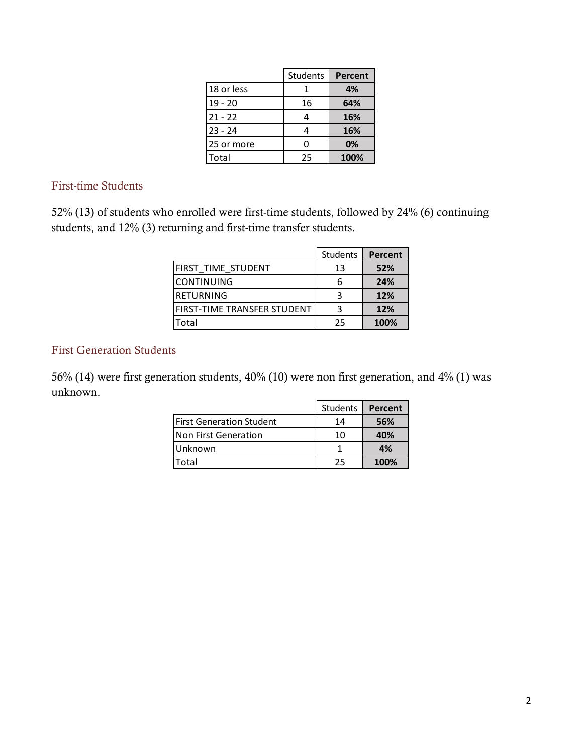| | Students | Percent |
|---|---|---|
| 18 or less | 1 | **4%** |
| 19 - 20 | 16 | **64%** |
| 21 - 22 | 4 | **16%** |
| 23 - 24 | 4 | **16%** |
| 25 or more | 0 | **0%** |
| Total | 25 | **100%** |

## First-time Students

52% (13) of students who enrolled were first-time students, followed by 24% (6) continuing students, and 12% (3) returning and first-time transfer students.

| | Students | Percent |
|---|---|---|
| FIRST_TIME_STUDENT | 13 | **52%** |
| CONTINUING | 6 | **24%** |
| RETURNING | 3 | **12%** |
| FIRST-TIME TRANSFER STUDENT | 3 | **12%** |
| Total | 25 | **100%** |

## First Generation Students

56% (14) were first generation students, 40% (10) were non first generation, and 4% (1) was unknown.

| | Students | Percent |
|---|---|---|
| First Generation Student | 14 | **56%** |
| Non First Generation | 10 | **40%** |
| Unknown | 1 | **4%** |
| Total | 25 | **100%** |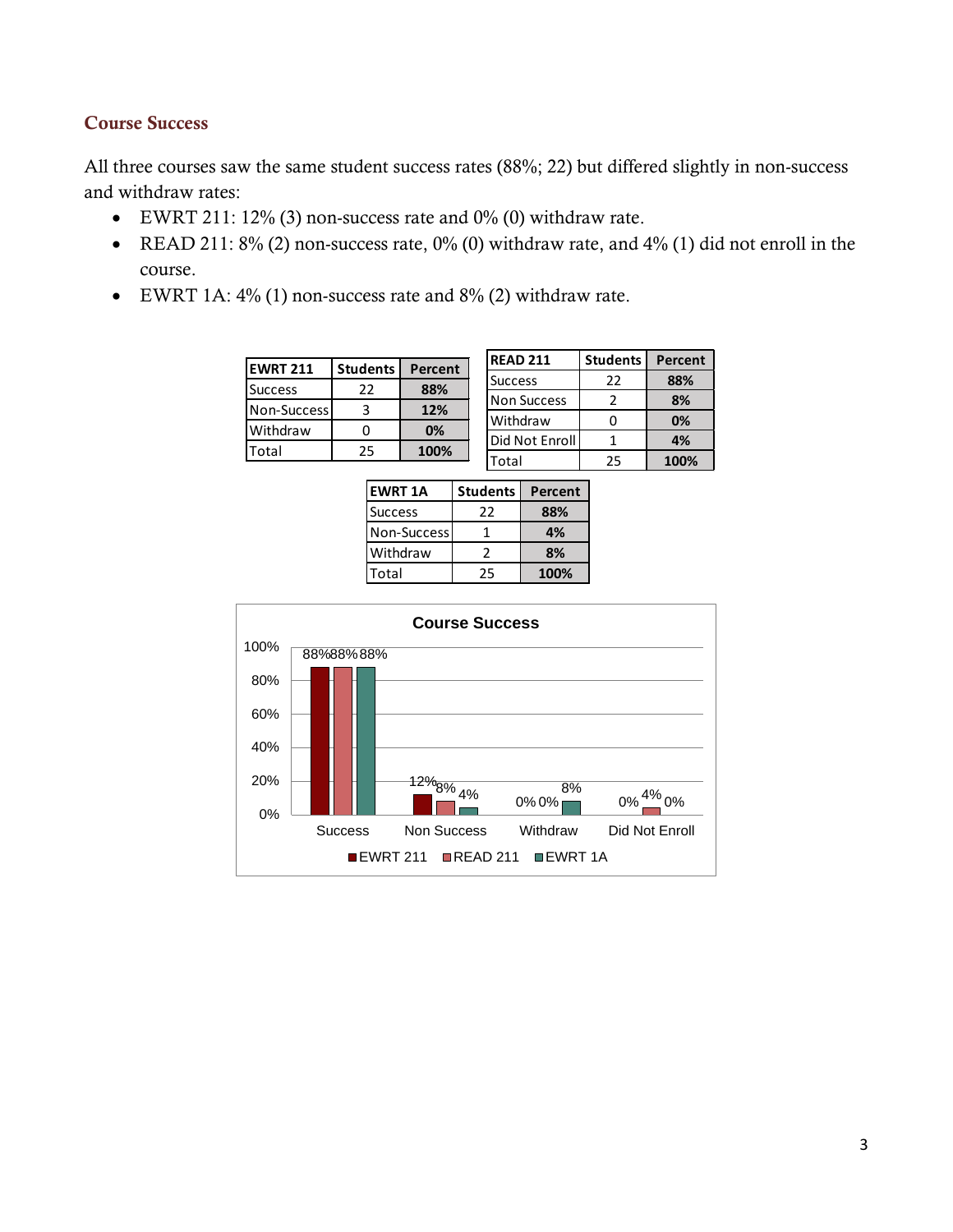## Course Success

All three courses saw the same student success rates (88%; 22) but differed slightly in non-success and withdraw rates:

- EWRT 211: 12% (3) non-success rate and 0% (0) withdraw rate.
- READ 211: 8% (2) non-success rate, 0% (0) withdraw rate, and 4% (1) did not enroll in the course.
- EWRT 1A: 4% (1) non-success rate and 8% (2) withdraw rate.

| EWRT 211 | Students | Percent |
|---|---|---|
| Success | 22 | **88%** |
| Non-Success | 3 | **12%** |
| Withdraw | 0 | **0%** |
| Total | 25 | **100%** |

| READ 211 | Students | Percent |
|---|---|---|
| Success | 22 | **88%** |
| Non Success | 2 | **8%** |
| Withdraw | 0 | **0%** |
| Did Not Enroll | 1 | **4%** |
| Total | 25 | **100%** |

| EWRT 1A | Students | Percent |
|---|---|---|
| Success | 22 | **88%** |
| Non-Success | 1 | **4%** |
| Withdraw | 2 | **8%** |
| Total | 25 | **100%** |

**Course Success**

| | EWRT 211 | READ 211 | EWRT 1A |
|---|---|---|---|
| Success | 88% | 88% | 88% |
| Non Success | 12% | 8% | 4% |
| Withdraw | 0% | 0% | 8% |
| Did Not Enroll | 0% | 4% | 0% |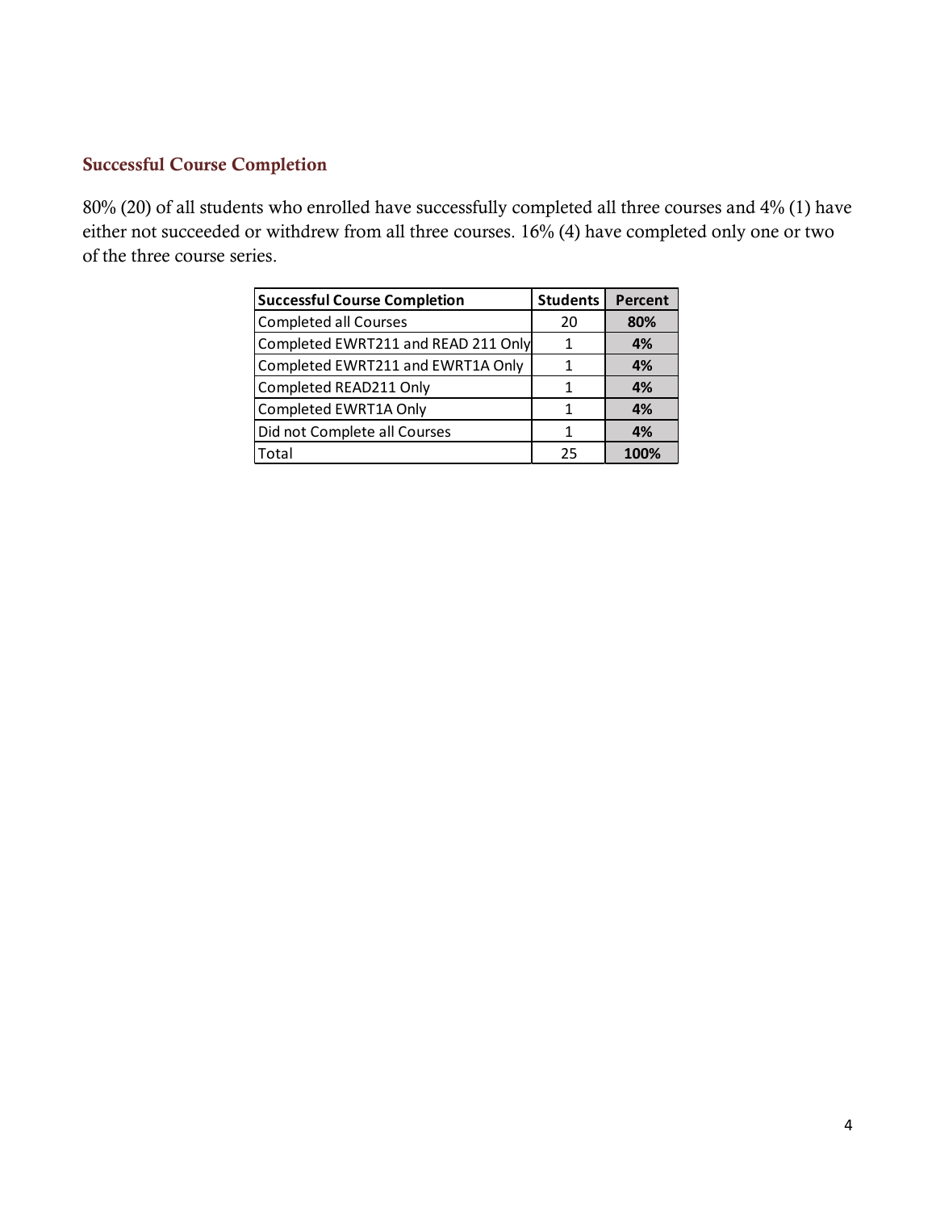## Successful Course Completion

80% (20) of all students who enrolled have successfully completed all three courses and 4% (1) have either not succeeded or withdrew from all three courses. 16% (4) have completed only one or two of the three course series.

| Successful Course Completion | Students | Percent |
|---|---|---|
| Completed all Courses | 20 | **80%** |
| Completed EWRT211 and READ 211 Only | 1 | **4%** |
| Completed EWRT211 and EWRT1A Only | 1 | **4%** |
| Completed READ211 Only | 1 | **4%** |
| Completed EWRT1A Only | 1 | **4%** |
| Did not Complete all Courses | 1 | **4%** |
| Total | 25 | **100%** |